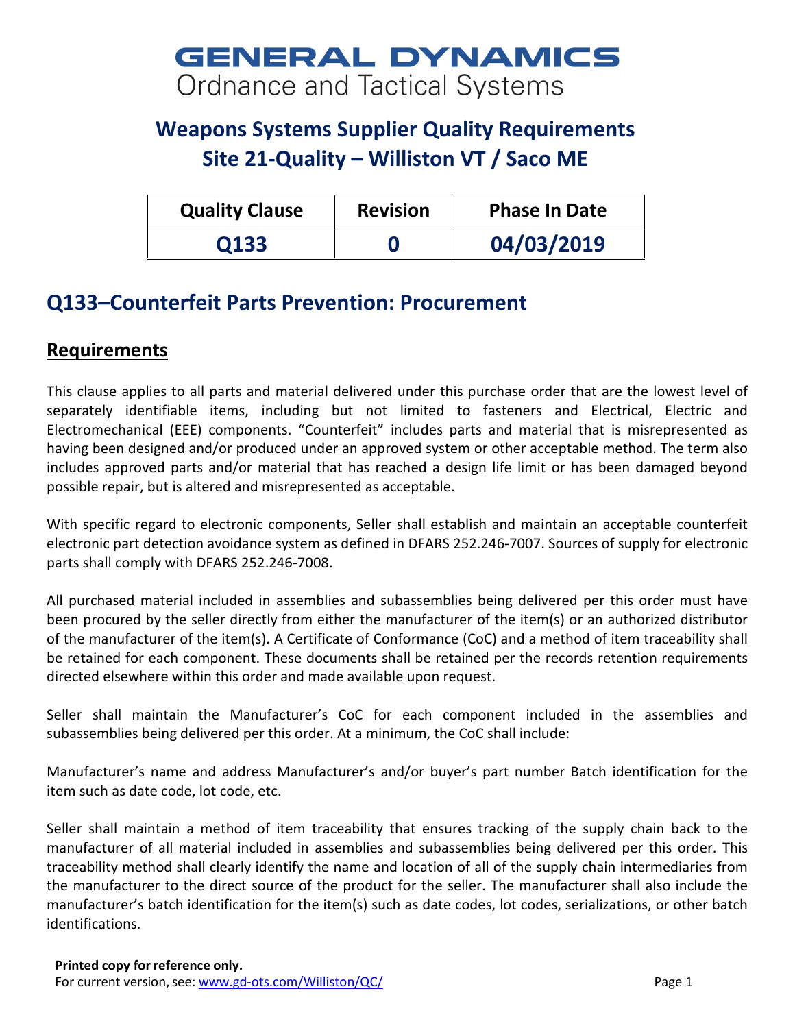# GENERAL DYNAMICS
Ordnance and Tactical Systems

## Weapons Systems Supplier Quality Requirements
## Site 21-Quality – Williston VT / Saco ME

| Quality Clause | Revision | Phase In Date |
|---|---|---|
| Q133 | 0 | 04/03/2019 |

## Q133–Counterfeit Parts Prevention: Procurement

### Requirements

This clause applies to all parts and material delivered under this purchase order that are the lowest level of separately identifiable items, including but not limited to fasteners and Electrical, Electric and Electromechanical (EEE) components. "Counterfeit" includes parts and material that is misrepresented as having been designed and/or produced under an approved system or other acceptable method. The term also includes approved parts and/or material that has reached a design life limit or has been damaged beyond possible repair, but is altered and misrepresented as acceptable.

With specific regard to electronic components, Seller shall establish and maintain an acceptable counterfeit electronic part detection avoidance system as defined in DFARS 252.246-7007. Sources of supply for electronic parts shall comply with DFARS 252.246-7008.

All purchased material included in assemblies and subassemblies being delivered per this order must have been procured by the seller directly from either the manufacturer of the item(s) or an authorized distributor of the manufacturer of the item(s). A Certificate of Conformance (CoC) and a method of item traceability shall be retained for each component. These documents shall be retained per the records retention requirements directed elsewhere within this order and made available upon request.

Seller shall maintain the Manufacturer's CoC for each component included in the assemblies and subassemblies being delivered per this order. At a minimum, the CoC shall include:

Manufacturer's name and address Manufacturer's and/or buyer's part number Batch identification for the item such as date code, lot code, etc.

Seller shall maintain a method of item traceability that ensures tracking of the supply chain back to the manufacturer of all material included in assemblies and subassemblies being delivered per this order. This traceability method shall clearly identify the name and location of all of the supply chain intermediaries from the manufacturer to the direct source of the product for the seller. The manufacturer shall also include the manufacturer's batch identification for the item(s) such as date codes, lot codes, serializations, or other batch identifications.

**Printed copy for reference only.**
For current version, see: www.gd-ots.com/Williston/QC/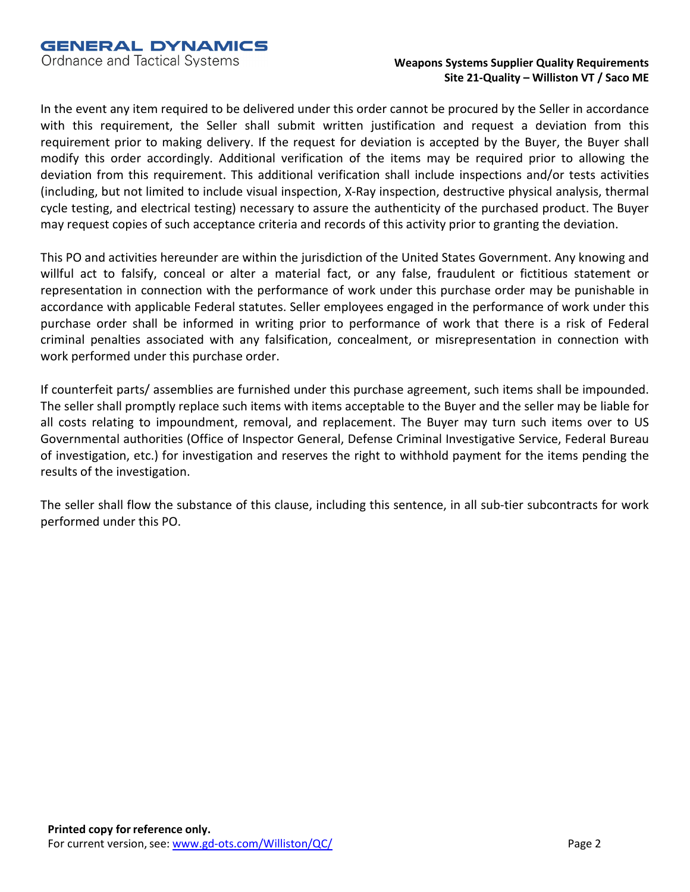In the event any item required to be delivered under this order cannot be procured by the Seller in accordance with this requirement, the Seller shall submit written justification and request a deviation from this requirement prior to making delivery. If the request for deviation is accepted by the Buyer, the Buyer shall modify this order accordingly. Additional verification of the items may be required prior to allowing the deviation from this requirement. This additional verification shall include inspections and/or tests activities (including, but not limited to include visual inspection, X-Ray inspection, destructive physical analysis, thermal cycle testing, and electrical testing) necessary to assure the authenticity of the purchased product. The Buyer may request copies of such acceptance criteria and records of this activity prior to granting the deviation.

This PO and activities hereunder are within the jurisdiction of the United States Government. Any knowing and willful act to falsify, conceal or alter a material fact, or any false, fraudulent or fictitious statement or representation in connection with the performance of work under this purchase order may be punishable in accordance with applicable Federal statutes. Seller employees engaged in the performance of work under this purchase order shall be informed in writing prior to performance of work that there is a risk of Federal criminal penalties associated with any falsification, concealment, or misrepresentation in connection with work performed under this purchase order.

If counterfeit parts/ assemblies are furnished under this purchase agreement, such items shall be impounded. The seller shall promptly replace such items with items acceptable to the Buyer and the seller may be liable for all costs relating to impoundment, removal, and replacement. The Buyer may turn such items over to US Governmental authorities (Office of Inspector General, Defense Criminal Investigative Service, Federal Bureau of investigation, etc.) for investigation and reserves the right to withhold payment for the items pending the results of the investigation.

The seller shall flow the substance of this clause, including this sentence, in all sub-tier subcontracts for work performed under this PO.